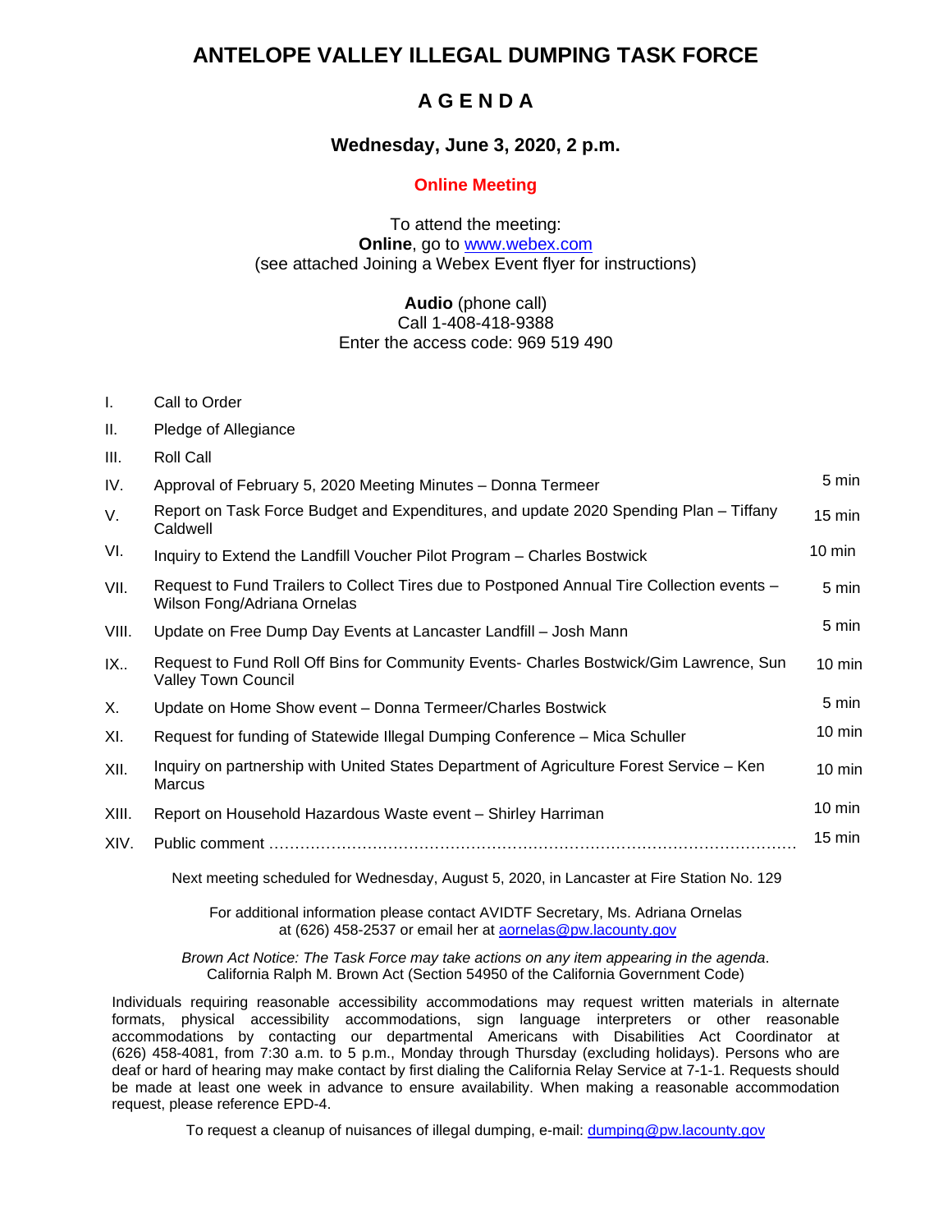# ANTELOPE VALLEY ILLEGAL DUMPING TASK FORCE

## A G E N D A

### Wednesday, June 3, 2020, 2 p.m.

**Online Meeting**

To attend the meeting:
**Online**, go to www.webex.com
(see attached Joining a Webex Event flyer for instructions)

**Audio** (phone call)
Call 1-408-418-9388
Enter the access code: 969 519 490

| | | |
|---|---|---|
| I. | Call to Order | |
| II. | Pledge of Allegiance | |
| III. | Roll Call | |
| IV. | Approval of February 5, 2020 Meeting Minutes – Donna Termeer | 5 min |
| V. | Report on Task Force Budget and Expenditures, and update 2020 Spending Plan – Tiffany Caldwell | 15 min |
| VI. | Inquiry to Extend the Landfill Voucher Pilot Program – Charles Bostwick | 10 min |
| VII. | Request to Fund Trailers to Collect Tires due to Postponed Annual Tire Collection events – Wilson Fong/Adriana Ornelas | 5 min |
| VIII. | Update on Free Dump Day Events at Lancaster Landfill – Josh Mann | 5 min |
| IX.. | Request to Fund Roll Off Bins for Community Events- Charles Bostwick/Gim Lawrence, Sun Valley Town Council | 10 min |
| X. | Update on Home Show event – Donna Termeer/Charles Bostwick | 5 min |
| XI. | Request for funding of Statewide Illegal Dumping Conference – Mica Schuller | 10 min |
| XII. | Inquiry on partnership with United States Department of Agriculture Forest Service – Ken Marcus | 10 min |
| XIII. | Report on Household Hazardous Waste event – Shirley Harriman | 10 min |
| XIV. | Public comment ………………………………………………………………………………………… | 15 min |

Next meeting scheduled for Wednesday, August 5, 2020, in Lancaster at Fire Station No. 129

For additional information please contact AVIDTF Secretary, Ms. Adriana Ornelas at (626) 458-2537 or email her at aornelas@pw.lacounty.gov

*Brown Act Notice: The Task Force may take actions on any item appearing in the agenda*.
California Ralph M. Brown Act (Section 54950 of the California Government Code)

Individuals requiring reasonable accessibility accommodations may request written materials in alternate formats, physical accessibility accommodations, sign language interpreters or other reasonable accommodations by contacting our departmental Americans with Disabilities Act Coordinator at (626) 458-4081, from 7:30 a.m. to 5 p.m., Monday through Thursday (excluding holidays). Persons who are deaf or hard of hearing may make contact by first dialing the California Relay Service at 7-1-1. Requests should be made at least one week in advance to ensure availability. When making a reasonable accommodation request, please reference EPD-4.

To request a cleanup of nuisances of illegal dumping, e-mail: dumping@pw.lacounty.gov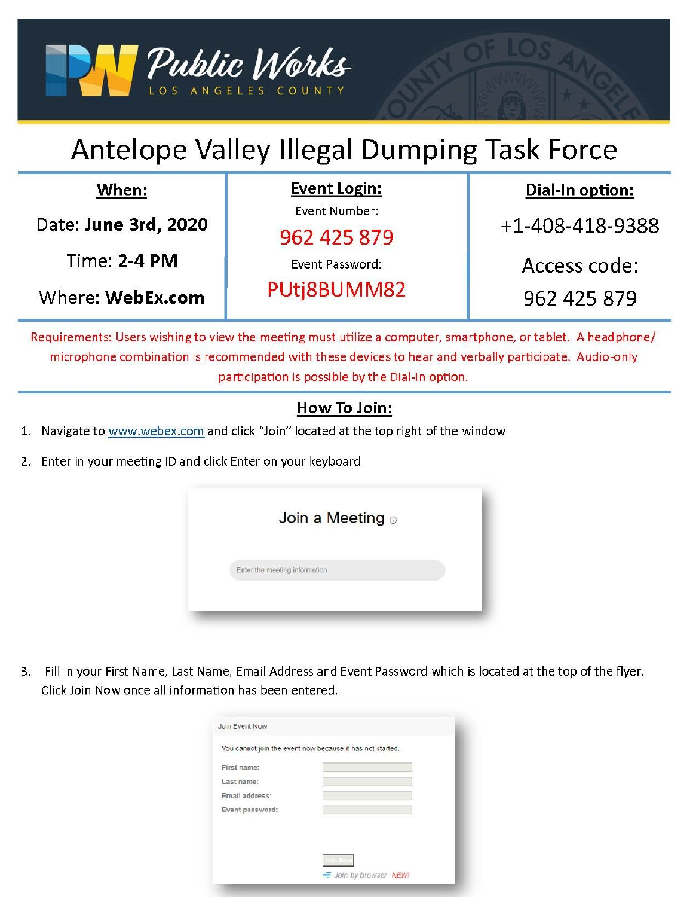Public Works
LOS ANGELES COUNTY

# Antelope Valley Illegal Dumping Task Force

| When: | Event Login: | Dial-In option: |
| --- | --- | --- |
| Date: **June 3rd, 2020** | Event Number: **962 425 879** | +1-408-418-9388 |
| Time: **2-4 PM** | Event Password: **PUtj8BUMM82** | Access code: 962 425 879 |
| Where: **WebEx.com** | | |

Requirements: Users wishing to view the meeting must utilize a computer, smartphone, or tablet. A headphone/ microphone combination is recommended with these devices to hear and verbally participate. Audio-only participation is possible by the Dial-In option.

## How To Join:

1. Navigate to www.webex.com and click "Join" located at the top right of the window
2. Enter in your meeting ID and click Enter on your keyboard

Join a Meeting

Enter the meeting information

3. Fill in your First Name, Last Name, Email Address and Event Password which is located at the top of the flyer. Click Join Now once all information has been entered.

Join Event Now

You cannot join the event now because it has not started.

First name:

Last name:

Email address:

Event password:

Join Now

Join by browser NEW!